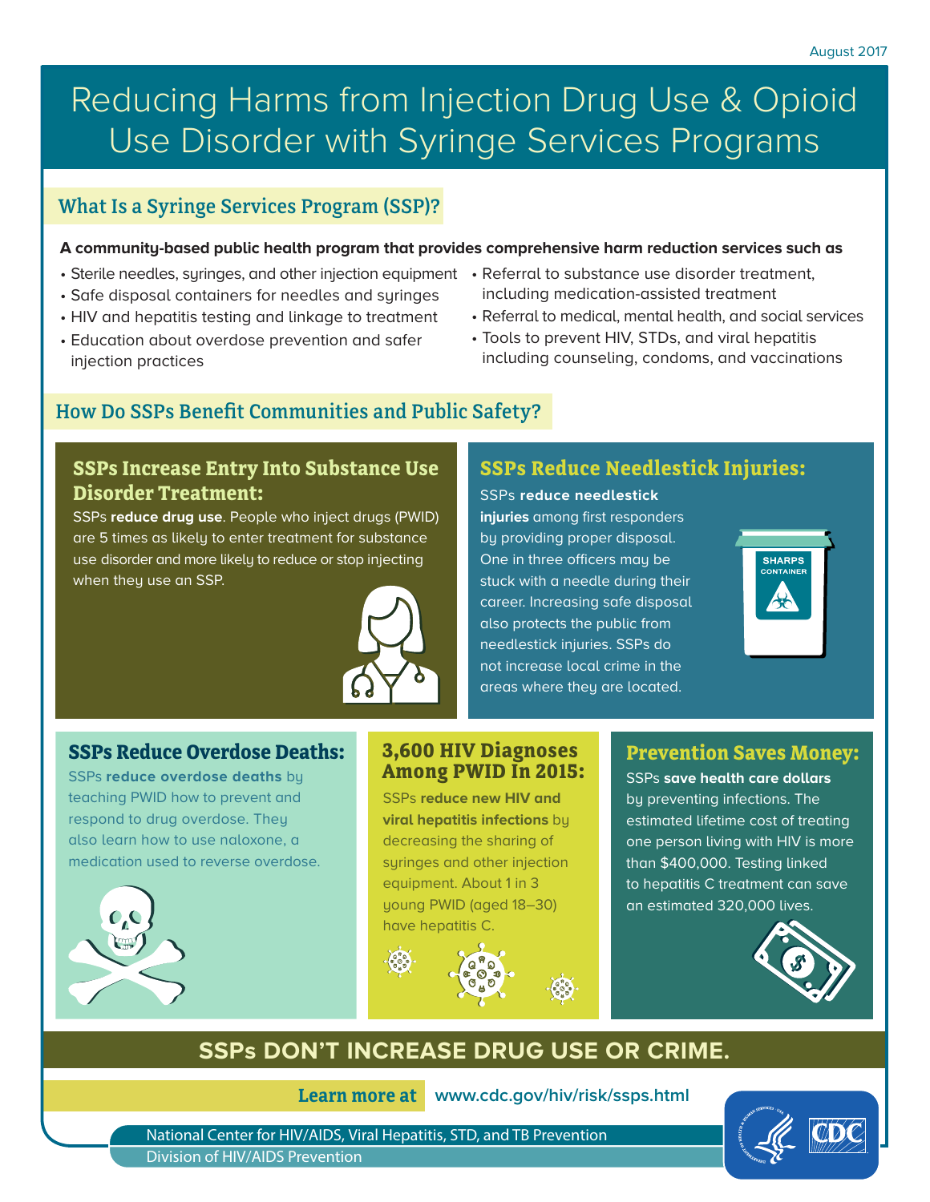August 2017

# Reducing Harms from Injection Drug Use & Opioid Use Disorder with Syringe Services Programs

## What Is a Syringe Services Program (SSP)?

**A community-based public health program that provides comprehensive harm reduction services such as**

- Sterile needles, syringes, and other injection equipment
- Safe disposal containers for needles and syringes
- HIV and hepatitis testing and linkage to treatment
- Education about overdose prevention and safer injection practices
- Referral to substance use disorder treatment, including medication-assisted treatment
- Referral to medical, mental health, and social services
- Tools to prevent HIV, STDs, and viral hepatitis including counseling, condoms, and vaccinations

## How Do SSPs Benefit Communities and Public Safety?

### SSPs Increase Entry Into Substance Use Disorder Treatment:

SSPs **reduce drug use**. People who inject drugs (PWID) are 5 times as likely to enter treatment for substance use disorder and more likely to reduce or stop injecting when they use an SSP.

### SSPs Reduce Needlestick Injuries:

SSPs **reduce needlestick injuries** among first responders by providing proper disposal. One in three officers may be stuck with a needle during their career. Increasing safe disposal also protects the public from needlestick injuries. SSPs do not increase local crime in the areas where they are located.

SHARPS CONTAINER

### SSPs Reduce Overdose Deaths:

SSPs **reduce overdose deaths** by teaching PWID how to prevent and respond to drug overdose. They also learn how to use naloxone, a medication used to reverse overdose.

### 3,600 HIV Diagnoses Among PWID In 2015:

SSPs **reduce new HIV and viral hepatitis infections** by decreasing the sharing of syringes and other injection equipment. About 1 in 3 young PWID (aged 18–30) have hepatitis C.

### Prevention Saves Money:

SSPs **save health care dollars** by preventing infections. The estimated lifetime cost of treating one person living with HIV is more than $400,000. Testing linked to hepatitis C treatment can save an estimated 320,000 lives.

## SSPs DON'T INCREASE DRUG USE OR CRIME.

**Learn more at** www.cdc.gov/hiv/risk/ssps.html

National Center for HIV/AIDS, Viral Hepatitis, STD, and TB Prevention
Division of HIV/AIDS Prevention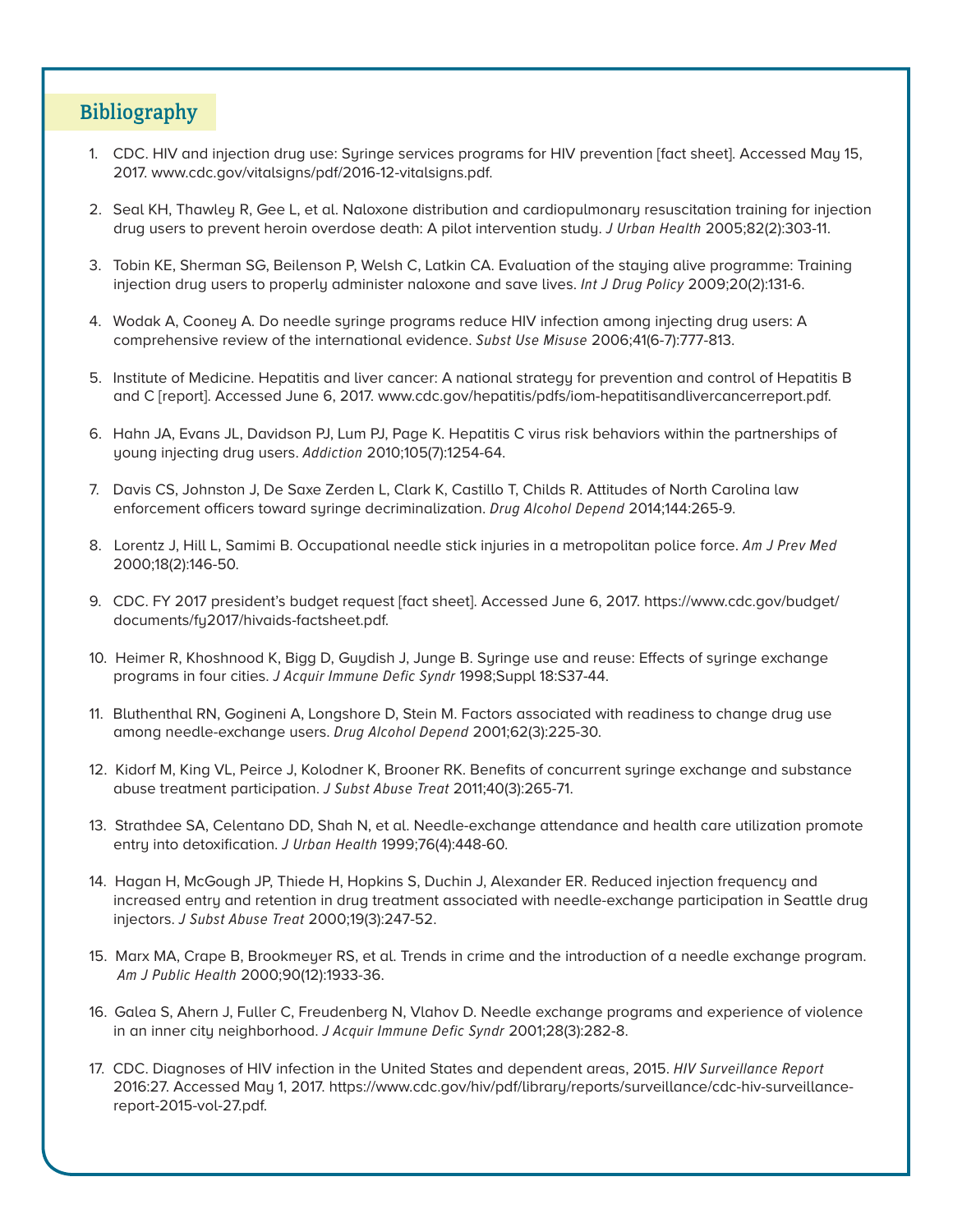## Bibliography

1. CDC. HIV and injection drug use: Syringe services programs for HIV prevention [fact sheet]. Accessed May 15, 2017. www.cdc.gov/vitalsigns/pdf/2016-12-vitalsigns.pdf.
2. Seal KH, Thawley R, Gee L, et al. Naloxone distribution and cardiopulmonary resuscitation training for injection drug users to prevent heroin overdose death: A pilot intervention study. *J Urban Health* 2005;82(2):303-11.
3. Tobin KE, Sherman SG, Beilenson P, Welsh C, Latkin CA. Evaluation of the staying alive programme: Training injection drug users to properly administer naloxone and save lives. *Int J Drug Policy* 2009;20(2):131-6.
4. Wodak A, Cooney A. Do needle syringe programs reduce HIV infection among injecting drug users: A comprehensive review of the international evidence. *Subst Use Misuse* 2006;41(6-7):777-813.
5. Institute of Medicine. Hepatitis and liver cancer: A national strategy for prevention and control of Hepatitis B and C [report]. Accessed June 6, 2017. www.cdc.gov/hepatitis/pdfs/iom-hepatitisandlivercancerreport.pdf.
6. Hahn JA, Evans JL, Davidson PJ, Lum PJ, Page K. Hepatitis C virus risk behaviors within the partnerships of young injecting drug users. *Addiction* 2010;105(7):1254-64.
7. Davis CS, Johnston J, De Saxe Zerden L, Clark K, Castillo T, Childs R. Attitudes of North Carolina law enforcement officers toward syringe decriminalization. *Drug Alcohol Depend* 2014;144:265-9.
8. Lorentz J, Hill L, Samimi B. Occupational needle stick injuries in a metropolitan police force. *Am J Prev Med* 2000;18(2):146-50.
9. CDC. FY 2017 president's budget request [fact sheet]. Accessed June 6, 2017. https://www.cdc.gov/budget/documents/fy2017/hivaids-factsheet.pdf.
10. Heimer R, Khoshnood K, Bigg D, Guydish J, Junge B. Syringe use and reuse: Effects of syringe exchange programs in four cities. *J Acquir Immune Defic Syndr* 1998;Suppl 18:S37-44.
11. Bluthenthal RN, Gogineni A, Longshore D, Stein M. Factors associated with readiness to change drug use among needle-exchange users. *Drug Alcohol Depend* 2001;62(3):225-30.
12. Kidorf M, King VL, Peirce J, Kolodner K, Brooner RK. Benefits of concurrent syringe exchange and substance abuse treatment participation. *J Subst Abuse Treat* 2011;40(3):265-71.
13. Strathdee SA, Celentano DD, Shah N, et al. Needle-exchange attendance and health care utilization promote entry into detoxification. *J Urban Health* 1999;76(4):448-60.
14. Hagan H, McGough JP, Thiede H, Hopkins S, Duchin J, Alexander ER. Reduced injection frequency and increased entry and retention in drug treatment associated with needle-exchange participation in Seattle drug injectors. *J Subst Abuse Treat* 2000;19(3):247-52.
15. Marx MA, Crape B, Brookmeyer RS, et al. Trends in crime and the introduction of a needle exchange program. *Am J Public Health* 2000;90(12):1933-36.
16. Galea S, Ahern J, Fuller C, Freudenberg N, Vlahov D. Needle exchange programs and experience of violence in an inner city neighborhood. *J Acquir Immune Defic Syndr* 2001;28(3):282-8.
17. CDC. Diagnoses of HIV infection in the United States and dependent areas, 2015. *HIV Surveillance Report* 2016:27. Accessed May 1, 2017. https://www.cdc.gov/hiv/pdf/library/reports/surveillance/cdc-hiv-surveillance-report-2015-vol-27.pdf.